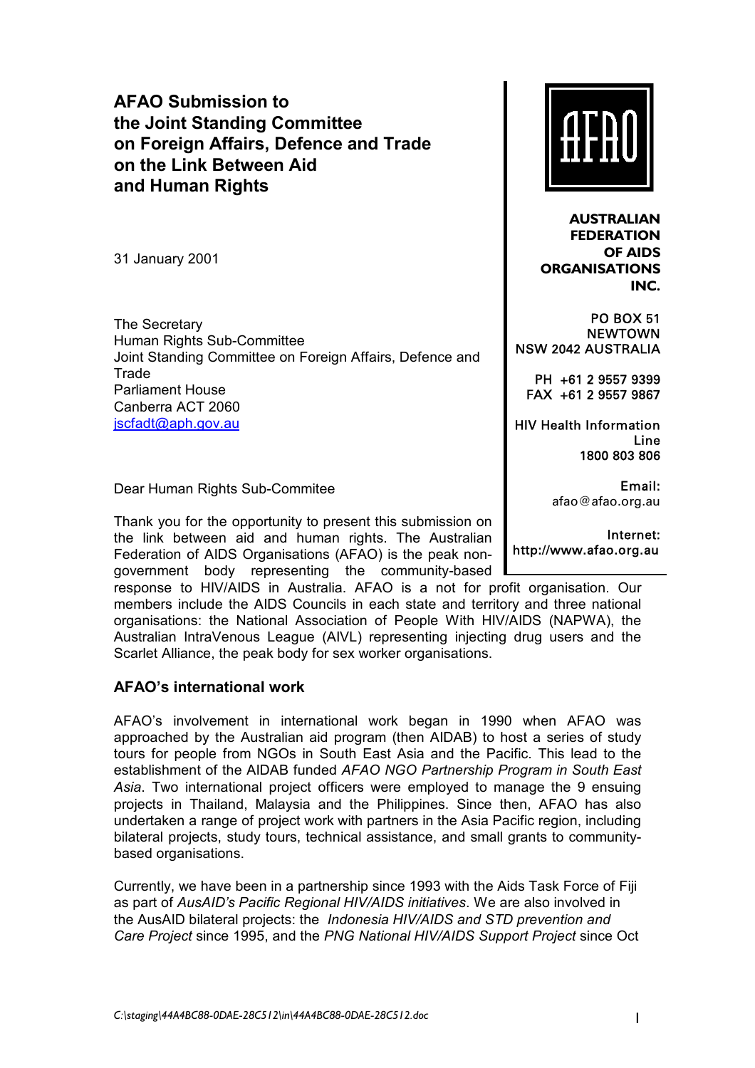# AFAO Submission to the Joint Standing Committee on Foreign Affairs, Defence and Trade on the Link Between Aid and Human Rights

**AFAO**

**AUSTRALIAN FEDERATION OF AIDS ORGANISATIONS INC.**

PO BOX 51
NEWTOWN
NSW 2042 AUSTRALIA

PH +61 2 9557 9399
FAX +61 2 9557 9867

HIV Health Information Line
1800 803 806

Email:
afao@afao.org.au

Internet:
http://www.afao.org.au

31 January 2001

The Secretary
Human Rights Sub-Committee
Joint Standing Committee on Foreign Affairs, Defence and Trade
Parliament House
Canberra ACT 2060
jscfadt@aph.gov.au

Dear Human Rights Sub-Commitee

Thank you for the opportunity to present this submission on the link between aid and human rights. The Australian Federation of AIDS Organisations (AFAO) is the peak non-government body representing the community-based response to HIV/AIDS in Australia. AFAO is a not for profit organisation. Our members include the AIDS Councils in each state and territory and three national organisations: the National Association of People With HIV/AIDS (NAPWA), the Australian IntraVenous League (AIVL) representing injecting drug users and the Scarlet Alliance, the peak body for sex worker organisations.

## AFAO's international work

AFAO's involvement in international work began in 1990 when AFAO was approached by the Australian aid program (then AIDAB) to host a series of study tours for people from NGOs in South East Asia and the Pacific. This lead to the establishment of the AIDAB funded *AFAO NGO Partnership Program in South East Asia*. Two international project officers were employed to manage the 9 ensuing projects in Thailand, Malaysia and the Philippines. Since then, AFAO has also undertaken a range of project work with partners in the Asia Pacific region, including bilateral projects, study tours, technical assistance, and small grants to community-based organisations.

Currently, we have been in a partnership since 1993 with the Aids Task Force of Fiji as part of *AusAID's Pacific Regional HIV/AIDS initiatives*. We are also involved in the AusAID bilateral projects: the *Indonesia HIV/AIDS and STD prevention and Care Project* since 1995, and the *PNG National HIV/AIDS Support Project* since Oct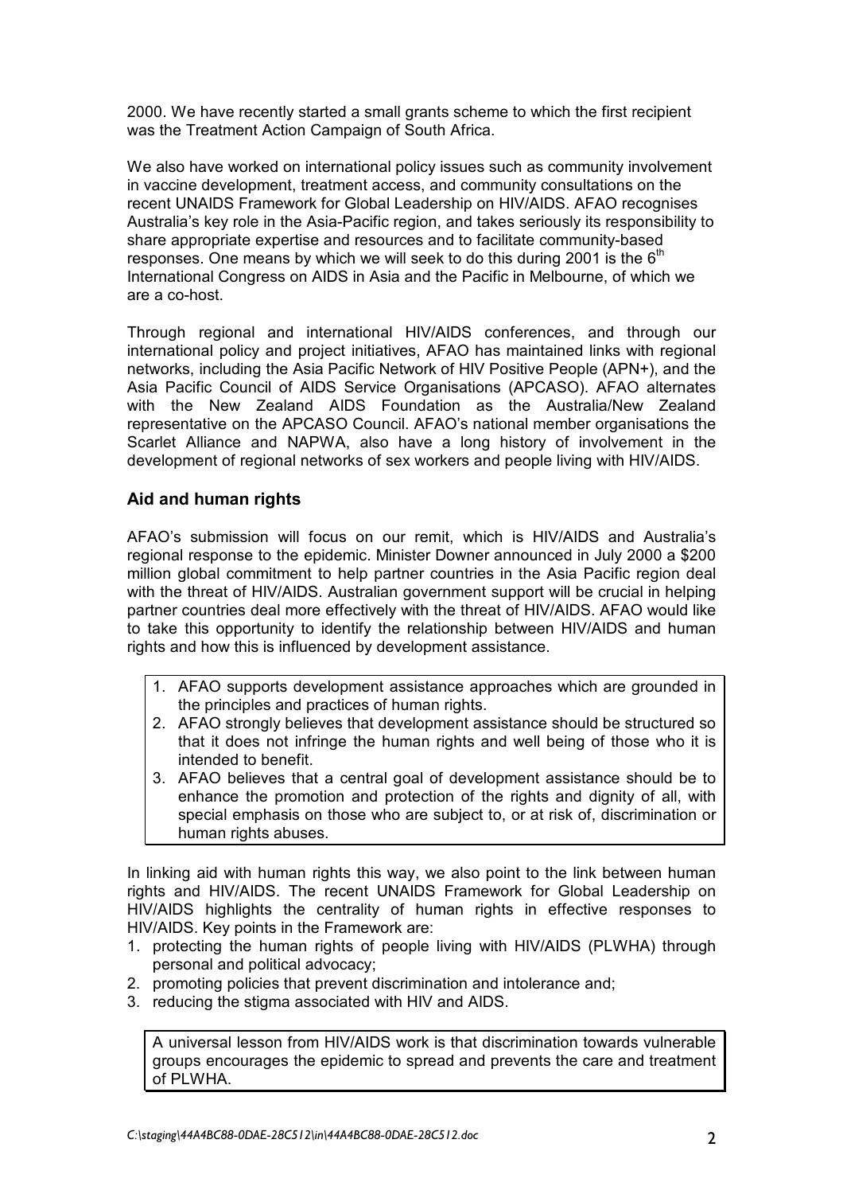2000. We have recently started a small grants scheme to which the first recipient was the Treatment Action Campaign of South Africa.

We also have worked on international policy issues such as community involvement in vaccine development, treatment access, and community consultations on the recent UNAIDS Framework for Global Leadership on HIV/AIDS. AFAO recognises Australia's key role in the Asia-Pacific region, and takes seriously its responsibility to share appropriate expertise and resources and to facilitate community-based responses. One means by which we will seek to do this during 2001 is the $6^{th}$ International Congress on AIDS in Asia and the Pacific in Melbourne, of which we are a co-host.

Through regional and international HIV/AIDS conferences, and through our international policy and project initiatives, AFAO has maintained links with regional networks, including the Asia Pacific Network of HIV Positive People (APN+), and the Asia Pacific Council of AIDS Service Organisations (APCASO). AFAO alternates with the New Zealand AIDS Foundation as the Australia/New Zealand representative on the APCASO Council. AFAO's national member organisations the Scarlet Alliance and NAPWA, also have a long history of involvement in the development of regional networks of sex workers and people living with HIV/AIDS.

## Aid and human rights

AFAO's submission will focus on our remit, which is HIV/AIDS and Australia's regional response to the epidemic. Minister Downer announced in July 2000 a $200 million global commitment to help partner countries in the Asia Pacific region deal with the threat of HIV/AIDS. Australian government support will be crucial in helping partner countries deal more effectively with the threat of HIV/AIDS. AFAO would like to take this opportunity to identify the relationship between HIV/AIDS and human rights and how this is influenced by development assistance.

1. AFAO supports development assistance approaches which are grounded in the principles and practices of human rights.
2. AFAO strongly believes that development assistance should be structured so that it does not infringe the human rights and well being of those who it is intended to benefit.
3. AFAO believes that a central goal of development assistance should be to enhance the promotion and protection of the rights and dignity of all, with special emphasis on those who are subject to, or at risk of, discrimination or human rights abuses.

In linking aid with human rights this way, we also point to the link between human rights and HIV/AIDS. The recent UNAIDS Framework for Global Leadership on HIV/AIDS highlights the centrality of human rights in effective responses to HIV/AIDS. Key points in the Framework are:

1. protecting the human rights of people living with HIV/AIDS (PLWHA) through personal and political advocacy;
2. promoting policies that prevent discrimination and intolerance and;
3. reducing the stigma associated with HIV and AIDS.

A universal lesson from HIV/AIDS work is that discrimination towards vulnerable groups encourages the epidemic to spread and prevents the care and treatment of PLWHA.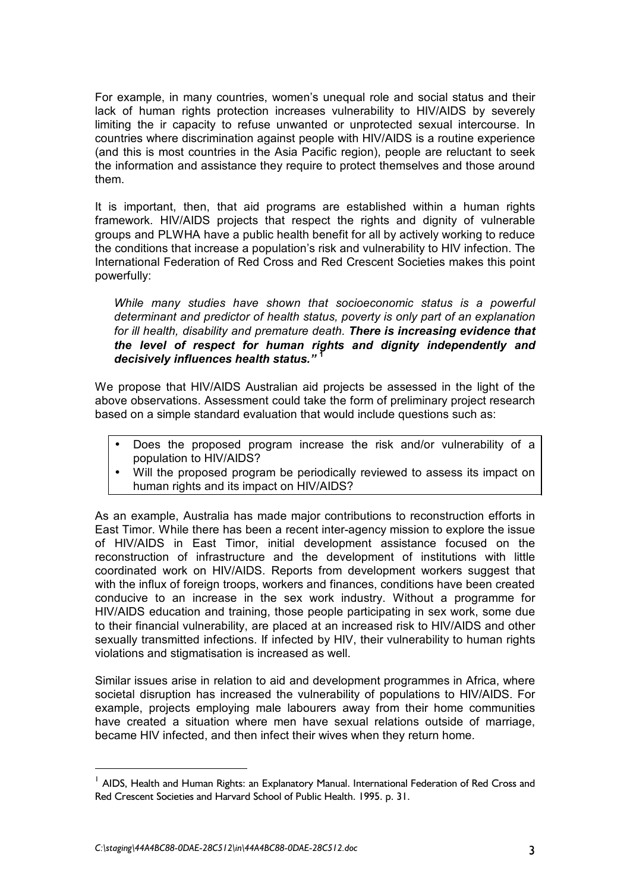For example, in many countries, women's unequal role and social status and their lack of human rights protection increases vulnerability to HIV/AIDS by severely limiting the ir capacity to refuse unwanted or unprotected sexual intercourse. In countries where discrimination against people with HIV/AIDS is a routine experience (and this is most countries in the Asia Pacific region), people are reluctant to seek the information and assistance they require to protect themselves and those around them.

It is important, then, that aid programs are established within a human rights framework. HIV/AIDS projects that respect the rights and dignity of vulnerable groups and PLWHA have a public health benefit for all by actively working to reduce the conditions that increase a population's risk and vulnerability to HIV infection. The International Federation of Red Cross and Red Crescent Societies makes this point powerfully:

> *While many studies have shown that socioeconomic status is a powerful determinant and predictor of health status, poverty is only part of an explanation for ill health, disability and premature death.* ***There is increasing evidence that the level of respect for human rights and dignity independently and decisively influences health status."*** [1]

We propose that HIV/AIDS Australian aid projects be assessed in the light of the above observations. Assessment could take the form of preliminary project research based on a simple standard evaluation that would include questions such as:

- Does the proposed program increase the risk and/or vulnerability of a population to HIV/AIDS?
- Will the proposed program be periodically reviewed to assess its impact on human rights and its impact on HIV/AIDS?

As an example, Australia has made major contributions to reconstruction efforts in East Timor. While there has been a recent inter-agency mission to explore the issue of HIV/AIDS in East Timor, initial development assistance focused on the reconstruction of infrastructure and the development of institutions with little coordinated work on HIV/AIDS. Reports from development workers suggest that with the influx of foreign troops, workers and finances, conditions have been created conducive to an increase in the sex work industry. Without a programme for HIV/AIDS education and training, those people participating in sex work, some due to their financial vulnerability, are placed at an increased risk to HIV/AIDS and other sexually transmitted infections. If infected by HIV, their vulnerability to human rights violations and stigmatisation is increased as well.

Similar issues arise in relation to aid and development programmes in Africa, where societal disruption has increased the vulnerability of populations to HIV/AIDS. For example, projects employing male labourers away from their home communities have created a situation where men have sexual relations outside of marriage, became HIV infected, and then infect their wives when they return home.

---

[1] AIDS, Health and Human Rights: an Explanatory Manual. International Federation of Red Cross and Red Crescent Societies and Harvard School of Public Health. 1995. p. 31.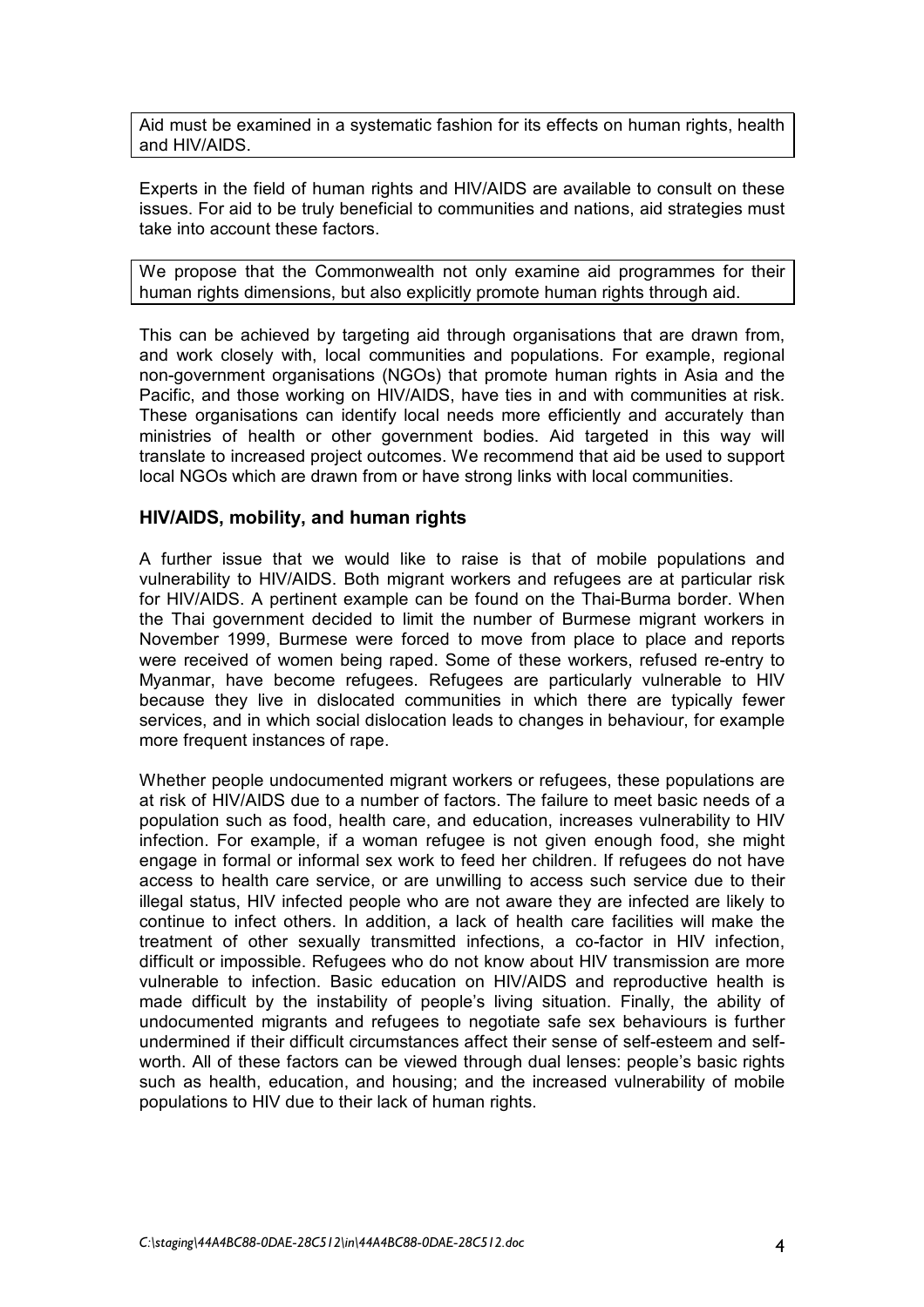Aid must be examined in a systematic fashion for its effects on human rights, health and HIV/AIDS.

Experts in the field of human rights and HIV/AIDS are available to consult on these issues. For aid to be truly beneficial to communities and nations, aid strategies must take into account these factors.

We propose that the Commonwealth not only examine aid programmes for their human rights dimensions, but also explicitly promote human rights through aid.

This can be achieved by targeting aid through organisations that are drawn from, and work closely with, local communities and populations. For example, regional non-government organisations (NGOs) that promote human rights in Asia and the Pacific, and those working on HIV/AIDS, have ties in and with communities at risk. These organisations can identify local needs more efficiently and accurately than ministries of health or other government bodies. Aid targeted in this way will translate to increased project outcomes. We recommend that aid be used to support local NGOs which are drawn from or have strong links with local communities.

### HIV/AIDS, mobility, and human rights

A further issue that we would like to raise is that of mobile populations and vulnerability to HIV/AIDS. Both migrant workers and refugees are at particular risk for HIV/AIDS. A pertinent example can be found on the Thai-Burma border. When the Thai government decided to limit the number of Burmese migrant workers in November 1999, Burmese were forced to move from place to place and reports were received of women being raped. Some of these workers, refused re-entry to Myanmar, have become refugees. Refugees are particularly vulnerable to HIV because they live in dislocated communities in which there are typically fewer services, and in which social dislocation leads to changes in behaviour, for example more frequent instances of rape.

Whether people undocumented migrant workers or refugees, these populations are at risk of HIV/AIDS due to a number of factors. The failure to meet basic needs of a population such as food, health care, and education, increases vulnerability to HIV infection. For example, if a woman refugee is not given enough food, she might engage in formal or informal sex work to feed her children. If refugees do not have access to health care service, or are unwilling to access such service due to their illegal status, HIV infected people who are not aware they are infected are likely to continue to infect others. In addition, a lack of health care facilities will make the treatment of other sexually transmitted infections, a co-factor in HIV infection, difficult or impossible. Refugees who do not know about HIV transmission are more vulnerable to infection. Basic education on HIV/AIDS and reproductive health is made difficult by the instability of people's living situation. Finally, the ability of undocumented migrants and refugees to negotiate safe sex behaviours is further undermined if their difficult circumstances affect their sense of self-esteem and self-worth. All of these factors can be viewed through dual lenses: people's basic rights such as health, education, and housing; and the increased vulnerability of mobile populations to HIV due to their lack of human rights.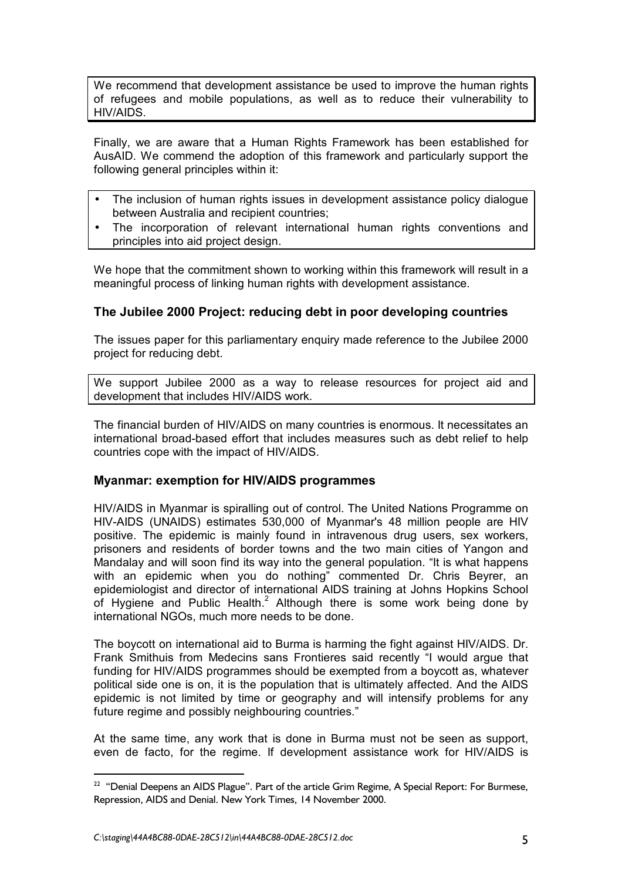We recommend that development assistance be used to improve the human rights of refugees and mobile populations, as well as to reduce their vulnerability to HIV/AIDS.

Finally, we are aware that a Human Rights Framework has been established for AusAID. We commend the adoption of this framework and particularly support the following general principles within it:

- The inclusion of human rights issues in development assistance policy dialogue between Australia and recipient countries;
- The incorporation of relevant international human rights conventions and principles into aid project design.

We hope that the commitment shown to working within this framework will result in a meaningful process of linking human rights with development assistance.

### The Jubilee 2000 Project: reducing debt in poor developing countries

The issues paper for this parliamentary enquiry made reference to the Jubilee 2000 project for reducing debt.

We support Jubilee 2000 as a way to release resources for project aid and development that includes HIV/AIDS work.

The financial burden of HIV/AIDS on many countries is enormous. It necessitates an international broad-based effort that includes measures such as debt relief to help countries cope with the impact of HIV/AIDS.

### Myanmar: exemption for HIV/AIDS programmes

HIV/AIDS in Myanmar is spiralling out of control. The United Nations Programme on HIV-AIDS (UNAIDS) estimates 530,000 of Myanmar's 48 million people are HIV positive. The epidemic is mainly found in intravenous drug users, sex workers, prisoners and residents of border towns and the two main cities of Yangon and Mandalay and will soon find its way into the general population. "It is what happens with an epidemic when you do nothing" commented Dr. Chris Beyrer, an epidemiologist and director of international AIDS training at Johns Hopkins School of Hygiene and Public Health.[2] Although there is some work being done by international NGOs, much more needs to be done.

The boycott on international aid to Burma is harming the fight against HIV/AIDS. Dr. Frank Smithuis from Medecins sans Frontieres said recently "I would argue that funding for HIV/AIDS programmes should be exempted from a boycott as, whatever political side one is on, it is the population that is ultimately affected. And the AIDS epidemic is not limited by time or geography and will intensify problems for any future regime and possibly neighbouring countries."

At the same time, any work that is done in Burma must not be seen as support, even de facto, for the regime. If development assistance work for HIV/AIDS is

---

[22] "Denial Deepens an AIDS Plague". Part of the article Grim Regime, A Special Report: For Burmese, Repression, AIDS and Denial. New York Times, 14 November 2000.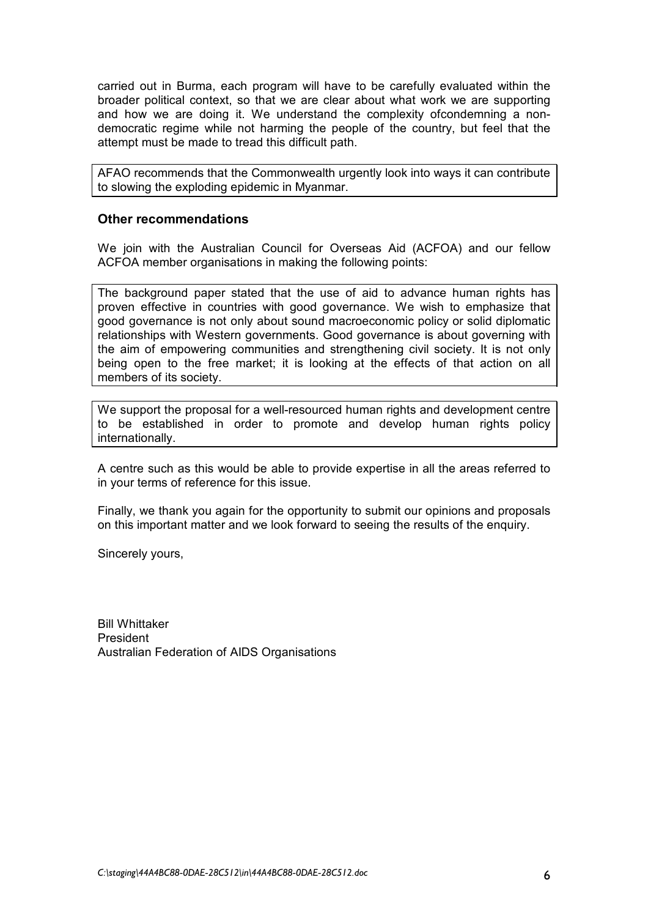carried out in Burma, each program will have to be carefully evaluated within the broader political context, so that we are clear about what work we are supporting and how we are doing it. We understand the complexity ofcondemning a non-democratic regime while not harming the people of the country, but feel that the attempt must be made to tread this difficult path.

AFAO recommends that the Commonwealth urgently look into ways it can contribute to slowing the exploding epidemic in Myanmar.

### Other recommendations

We join with the Australian Council for Overseas Aid (ACFOA) and our fellow ACFOA member organisations in making the following points:

The background paper stated that the use of aid to advance human rights has proven effective in countries with good governance. We wish to emphasize that good governance is not only about sound macroeconomic policy or solid diplomatic relationships with Western governments. Good governance is about governing with the aim of empowering communities and strengthening civil society. It is not only being open to the free market; it is looking at the effects of that action on all members of its society.

We support the proposal for a well-resourced human rights and development centre to be established in order to promote and develop human rights policy internationally.

A centre such as this would be able to provide expertise in all the areas referred to in your terms of reference for this issue.

Finally, we thank you again for the opportunity to submit our opinions and proposals on this important matter and we look forward to seeing the results of the enquiry.

Sincerely yours,

Bill Whittaker
President
Australian Federation of AIDS Organisations